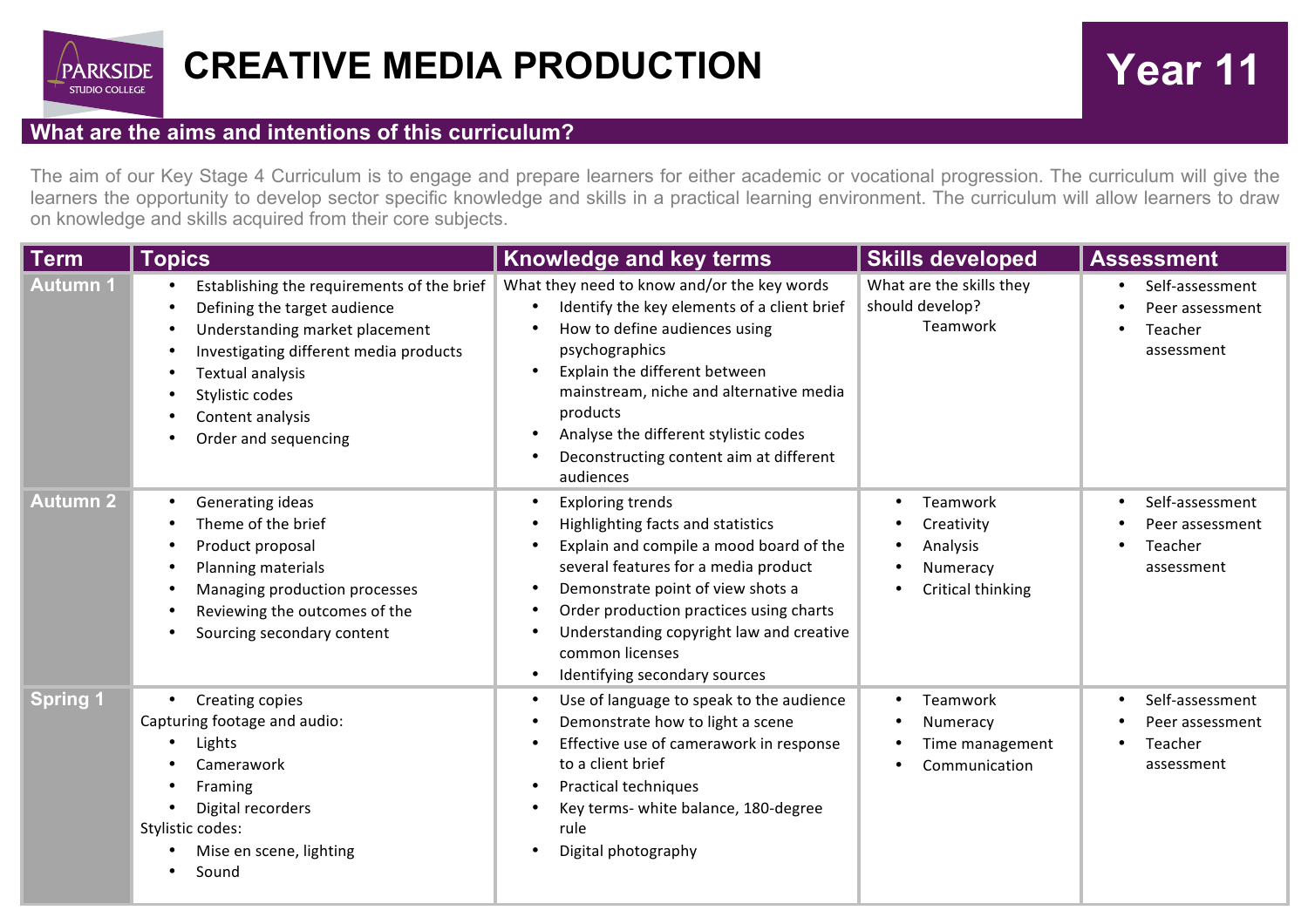# CREATIVE MEDIA PRODUCTION

## Year 11

PARKSIDE STUDIO COLLEGE

## What are the aims and intentions of this curriculum?

The aim of our Key Stage 4 Curriculum is to engage and prepare learners for either academic or vocational progression. The curriculum will give the learners the opportunity to develop sector specific knowledge and skills in a practical learning environment. The curriculum will allow learners to draw on knowledge and skills acquired from their core subjects.

| Term | Topics | Knowledge and key terms | Skills developed | Assessment |
|---|---|---|---|---|
| Autumn 1 | • Establishing the requirements of the brief<br>• Defining the target audience<br>• Understanding market placement<br>• Investigating different media products<br>• Textual analysis<br>• Stylistic codes<br>• Content analysis<br>• Order and sequencing | What they need to know and/or the key words<br>• Identify the key elements of a client brief<br>• How to define audiences using psychographics<br>• Explain the different between mainstream, niche and alternative media products<br>• Analyse the different stylistic codes<br>• Deconstructing content aim at different audiences | What are the skills they should develop?<br>Teamwork | • Self-assessment<br>• Peer assessment<br>• Teacher assessment |
| Autumn 2 | • Generating ideas<br>• Theme of the brief<br>• Product proposal<br>• Planning materials<br>• Managing production processes<br>• Reviewing the outcomes of the<br>• Sourcing secondary content | • Exploring trends<br>• Highlighting facts and statistics<br>• Explain and compile a mood board of the several features for a media product<br>• Demonstrate point of view shots a<br>• Order production practices using charts<br>• Understanding copyright law and creative common licenses<br>• Identifying secondary sources | • Teamwork<br>• Creativity<br>• Analysis<br>• Numeracy<br>• Critical thinking | • Self-assessment<br>• Peer assessment<br>• Teacher assessment |
| Spring 1 | • Creating copies<br>Capturing footage and audio:<br>• Lights<br>• Camerawork<br>• Framing<br>• Digital recorders<br>Stylistic codes:<br>• Mise en scene, lighting<br>• Sound | • Use of language to speak to the audience<br>• Demonstrate how to light a scene<br>• Effective use of camerawork in response to a client brief<br>• Practical techniques<br>• Key terms- white balance, 180-degree rule<br>• Digital photography | • Teamwork<br>• Numeracy<br>• Time management<br>• Communication | • Self-assessment<br>• Peer assessment<br>• Teacher assessment |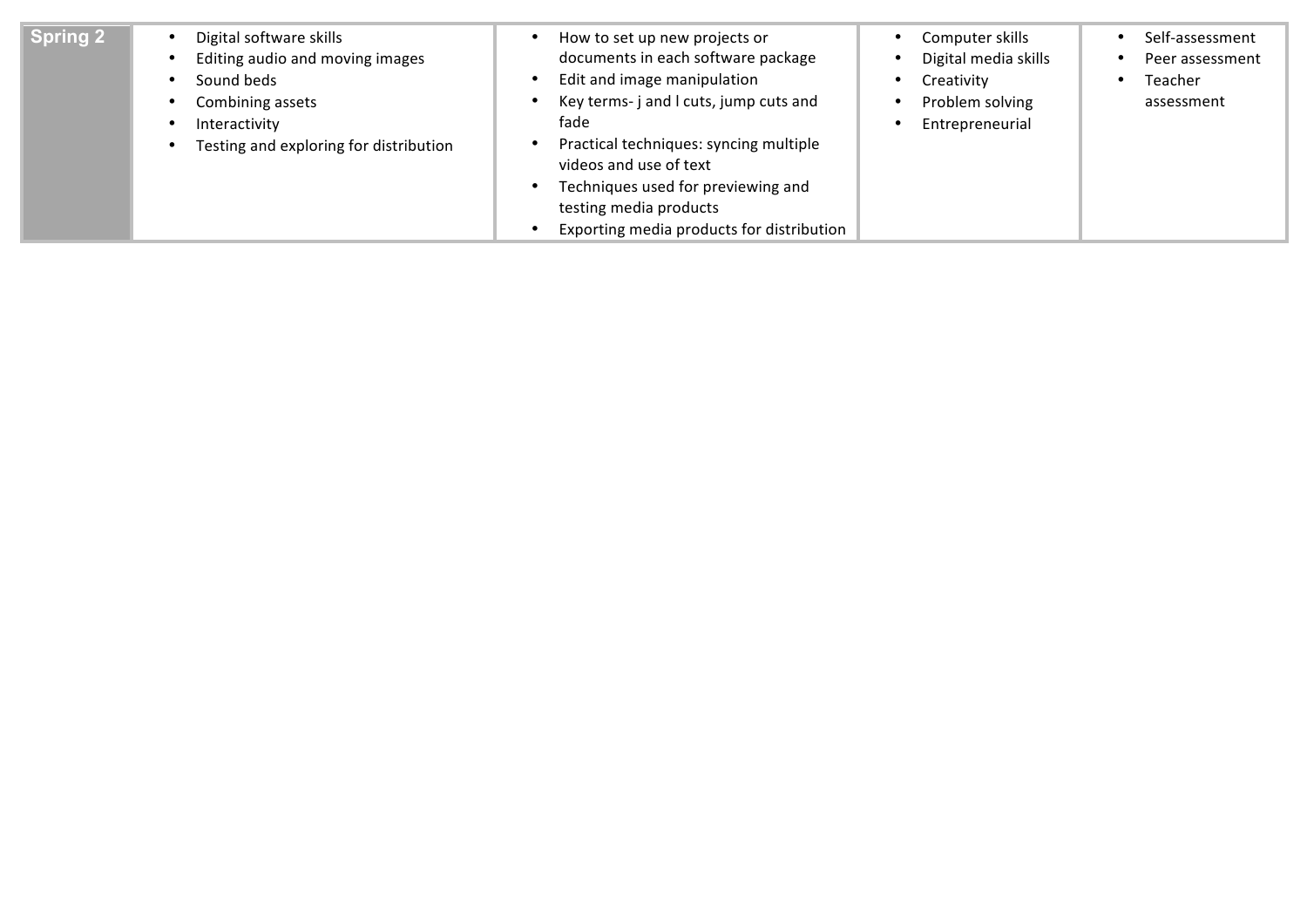| | | | | |
|---|---|---|---|---|
| **Spring 2** | • Digital software skills<br>• Editing audio and moving images<br>• Sound beds<br>• Combining assets<br>• Interactivity<br>• Testing and exploring for distribution | • How to set up new projects or documents in each software package<br>• Edit and image manipulation<br>• Key terms- j and l cuts, jump cuts and fade<br>• Practical techniques: syncing multiple videos and use of text<br>• Techniques used for previewing and testing media products<br>• Exporting media products for distribution | • Computer skills<br>• Digital media skills<br>• Creativity<br>• Problem solving<br>• Entrepreneurial | • Self-assessment<br>• Peer assessment<br>• Teacher assessment |